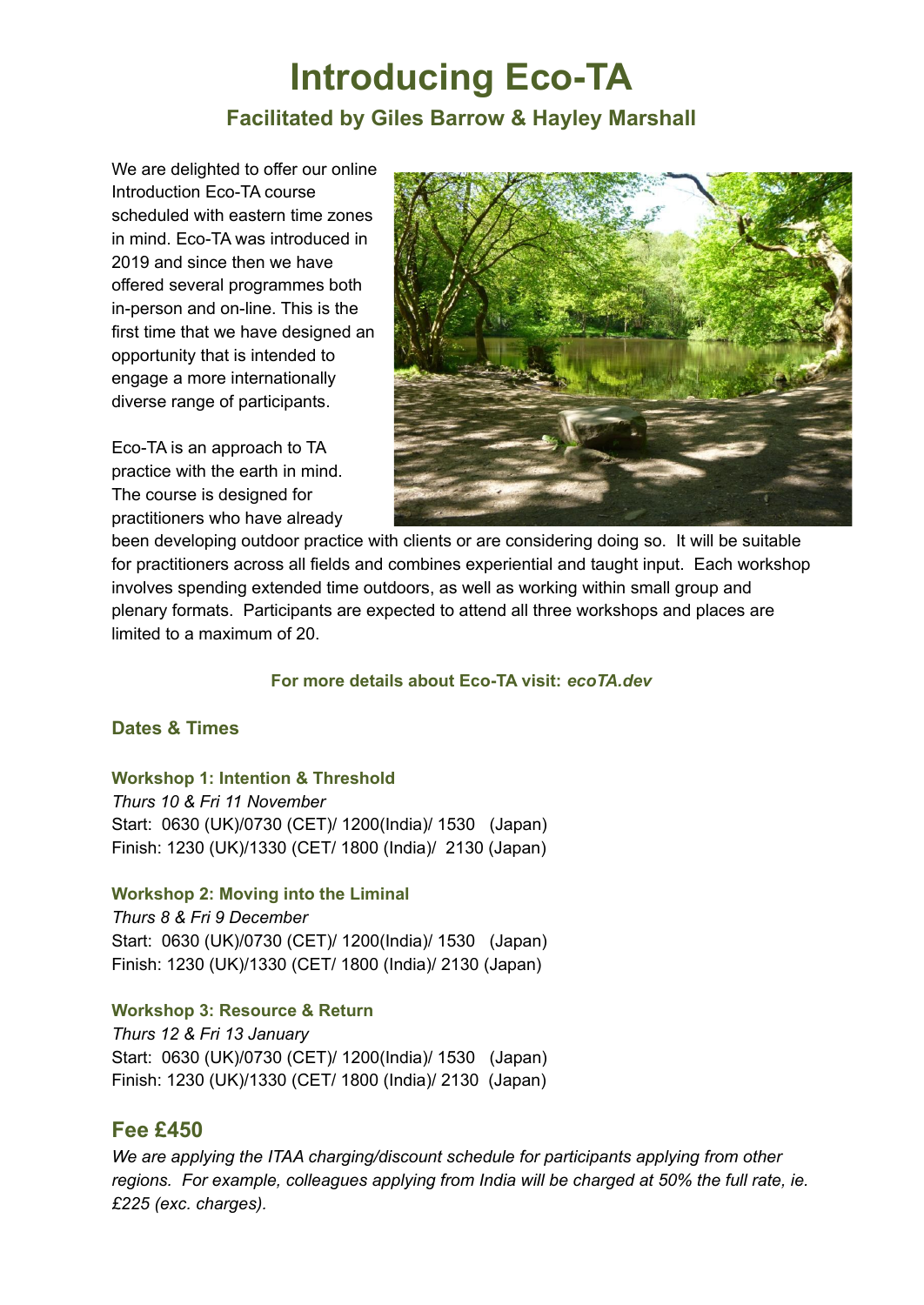# Introducing Eco-TA

### Facilitated by Giles Barrow & Hayley Marshall

We are delighted to offer our online Introduction Eco-TA course scheduled with eastern time zones in mind. Eco-TA was introduced in 2019 and since then we have offered several programmes both in-person and on-line. This is the first time that we have designed an opportunity that is intended to engage a more internationally diverse range of participants.

Eco-TA is an approach to TA practice with the earth in mind. The course is designed for practitioners who have already been developing outdoor practice with clients or are considering doing so. It will be suitable for practitioners across all fields and combines experiential and taught input. Each workshop involves spending extended time outdoors, as well as working within small group and plenary formats. Participants are expected to attend all three workshops and places are limited to a maximum of 20.

**For more details about Eco-TA visit: *ecoTA.dev***

### Dates & Times

**Workshop 1: Intention & Threshold**
*Thurs 10 & Fri 11 November*
Start: 0630 (UK)/0730 (CET)/ 1200(India)/ 1530 (Japan)
Finish: 1230 (UK)/1330 (CET/ 1800 (India)/ 2130 (Japan)

**Workshop 2: Moving into the Liminal**
*Thurs 8 & Fri 9 December*
Start: 0630 (UK)/0730 (CET)/ 1200(India)/ 1530 (Japan)
Finish: 1230 (UK)/1330 (CET/ 1800 (India)/ 2130 (Japan)

**Workshop 3: Resource & Return**
*Thurs 12 & Fri 13 January*
Start: 0630 (UK)/0730 (CET)/ 1200(India)/ 1530 (Japan)
Finish: 1230 (UK)/1330 (CET/ 1800 (India)/ 2130 (Japan)

## Fee £450

*We are applying the ITAA charging/discount schedule for participants applying from other regions. For example, colleagues applying from India will be charged at 50% the full rate, ie. £225 (exc. charges).*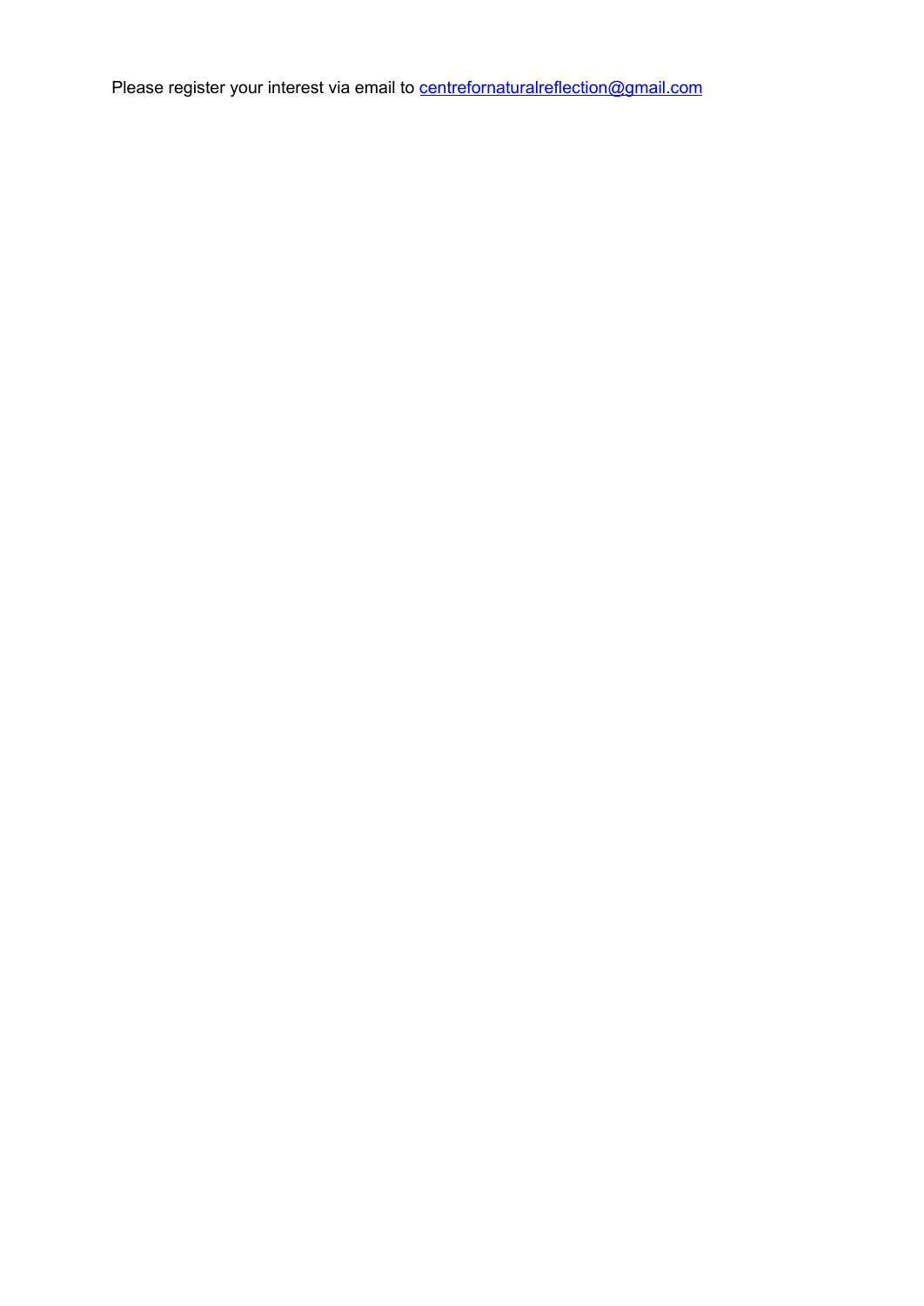Please register your interest via email to [centrefornaturalreflection@gmail.com](mailto:centrefornaturalreflection@gmail.com)